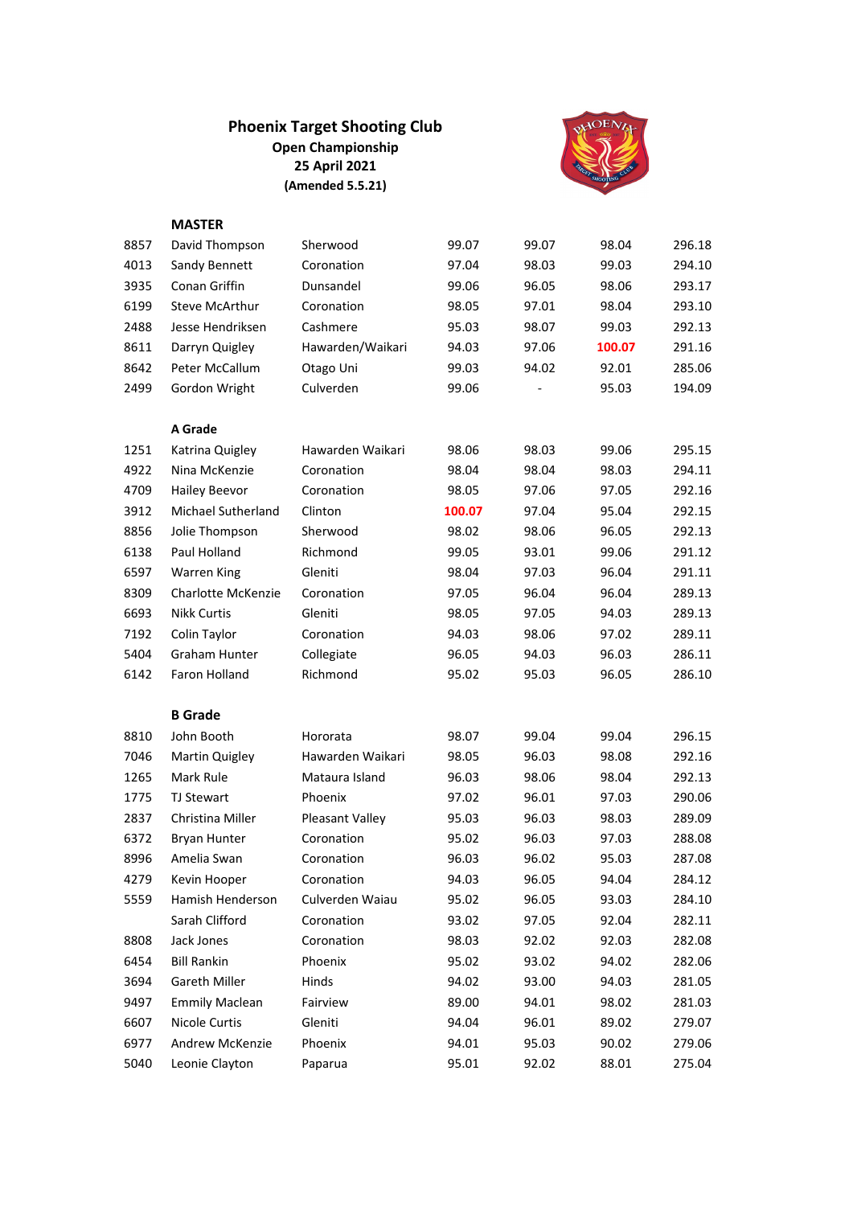# Phoenix Target Shooting Club

**Open Championship**

**25 April 2021**

**(Amended 5.5.21)**

## MASTER

| | | | | | | |
|---|---|---|---|---|---|---|
| 8857 | David Thompson | Sherwood | 99.07 | 99.07 | 98.04 | 296.18 |
| 4013 | Sandy Bennett | Coronation | 97.04 | 98.03 | 99.03 | 294.10 |
| 3935 | Conan Griffin | Dunsandel | 99.06 | 96.05 | 98.06 | 293.17 |
| 6199 | Steve McArthur | Coronation | 98.05 | 97.01 | 98.04 | 293.10 |
| 2488 | Jesse Hendriksen | Cashmere | 95.03 | 98.07 | 99.03 | 292.13 |
| 8611 | Darryn Quigley | Hawarden/Waikari | 94.03 | 97.06 | **100.07** | 291.16 |
| 8642 | Peter McCallum | Otago Uni | 99.03 | 94.02 | 92.01 | 285.06 |
| 2499 | Gordon Wright | Culverden | 99.06 | - | 95.03 | 194.09 |

## A Grade

| | | | | | | |
|---|---|---|---|---|---|---|
| 1251 | Katrina Quigley | Hawarden Waikari | 98.06 | 98.03 | 99.06 | 295.15 |
| 4922 | Nina McKenzie | Coronation | 98.04 | 98.04 | 98.03 | 294.11 |
| 4709 | Hailey Beevor | Coronation | 98.05 | 97.06 | 97.05 | 292.16 |
| 3912 | Michael Sutherland | Clinton | **100.07** | 97.04 | 95.04 | 292.15 |
| 8856 | Jolie Thompson | Sherwood | 98.02 | 98.06 | 96.05 | 292.13 |
| 6138 | Paul Holland | Richmond | 99.05 | 93.01 | 99.06 | 291.12 |
| 6597 | Warren King | Gleniti | 98.04 | 97.03 | 96.04 | 291.11 |
| 8309 | Charlotte McKenzie | Coronation | 97.05 | 96.04 | 96.04 | 289.13 |
| 6693 | Nikk Curtis | Gleniti | 98.05 | 97.05 | 94.03 | 289.13 |
| 7192 | Colin Taylor | Coronation | 94.03 | 98.06 | 97.02 | 289.11 |
| 5404 | Graham Hunter | Collegiate | 96.05 | 94.03 | 96.03 | 286.11 |
| 6142 | Faron Holland | Richmond | 95.02 | 95.03 | 96.05 | 286.10 |

## B Grade

| | | | | | | |
|---|---|---|---|---|---|---|
| 8810 | John Booth | Hororata | 98.07 | 99.04 | 99.04 | 296.15 |
| 7046 | Martin Quigley | Hawarden Waikari | 98.05 | 96.03 | 98.08 | 292.16 |
| 1265 | Mark Rule | Mataura Island | 96.03 | 98.06 | 98.04 | 292.13 |
| 1775 | TJ Stewart | Phoenix | 97.02 | 96.01 | 97.03 | 290.06 |
| 2837 | Christina Miller | Pleasant Valley | 95.03 | 96.03 | 98.03 | 289.09 |
| 6372 | Bryan Hunter | Coronation | 95.02 | 96.03 | 97.03 | 288.08 |
| 8996 | Amelia Swan | Coronation | 96.03 | 96.02 | 95.03 | 287.08 |
| 4279 | Kevin Hooper | Coronation | 94.03 | 96.05 | 94.04 | 284.12 |
| 5559 | Hamish Henderson | Culverden Waiau | 95.02 | 96.05 | 93.03 | 284.10 |
| | Sarah Clifford | Coronation | 93.02 | 97.05 | 92.04 | 282.11 |
| 8808 | Jack Jones | Coronation | 98.03 | 92.02 | 92.03 | 282.08 |
| 6454 | Bill Rankin | Phoenix | 95.02 | 93.02 | 94.02 | 282.06 |
| 3694 | Gareth Miller | Hinds | 94.02 | 93.00 | 94.03 | 281.05 |
| 9497 | Emmily Maclean | Fairview | 89.00 | 94.01 | 98.02 | 281.03 |
| 6607 | Nicole Curtis | Gleniti | 94.04 | 96.01 | 89.02 | 279.07 |
| 6977 | Andrew McKenzie | Phoenix | 94.01 | 95.03 | 90.02 | 279.06 |
| 5040 | Leonie Clayton | Paparua | 95.01 | 92.02 | 88.01 | 275.04 |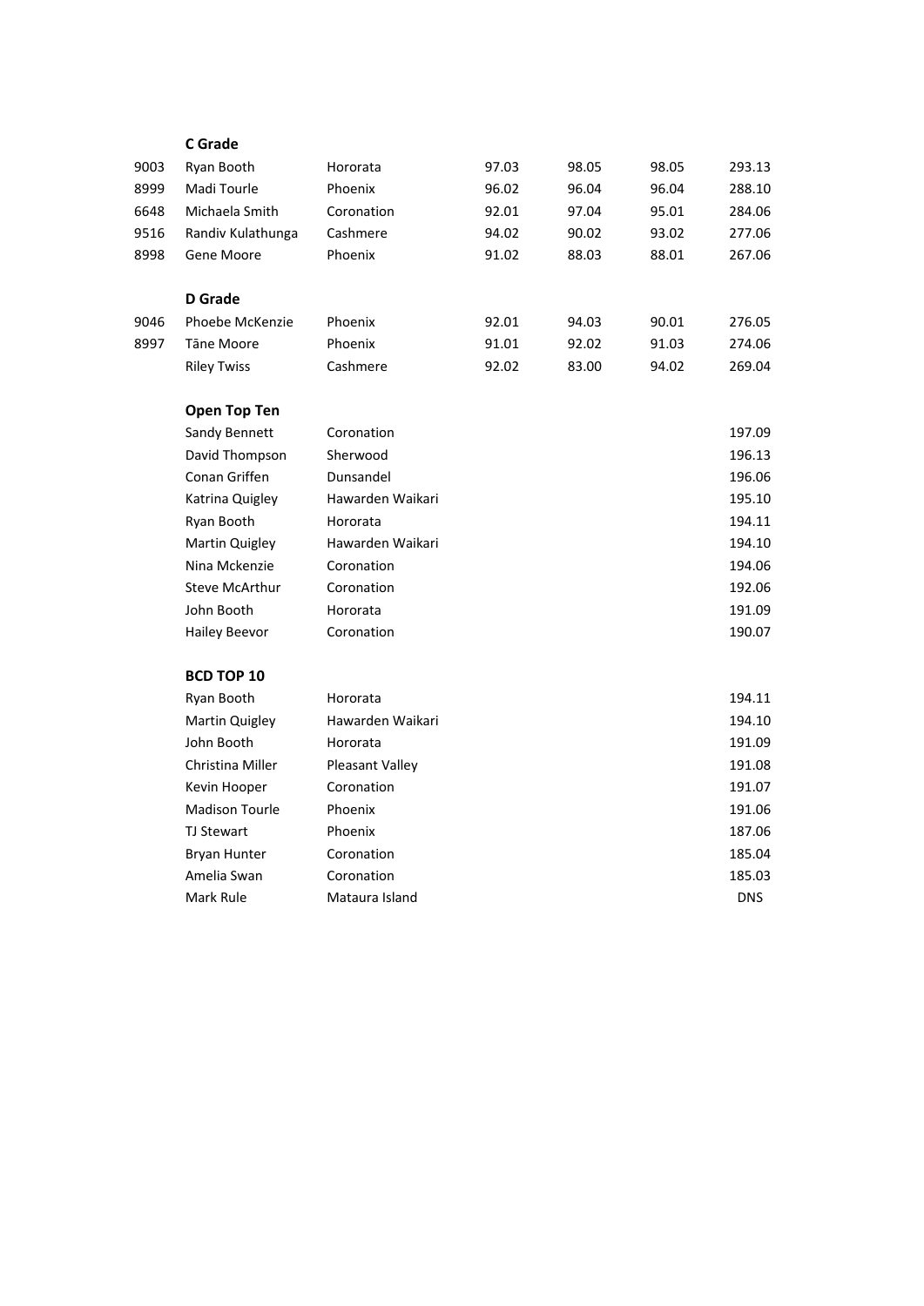### C Grade

| | | | | | | |
|---|---|---|---|---|---|---|
| 9003 | Ryan Booth | Hororata | 97.03 | 98.05 | 98.05 | 293.13 |
| 8999 | Madi Tourle | Phoenix | 96.02 | 96.04 | 96.04 | 288.10 |
| 6648 | Michaela Smith | Coronation | 92.01 | 97.04 | 95.01 | 284.06 |
| 9516 | Randiv Kulathunga | Cashmere | 94.02 | 90.02 | 93.02 | 277.06 |
| 8998 | Gene Moore | Phoenix | 91.02 | 88.03 | 88.01 | 267.06 |

### D Grade

| | | | | | | |
|---|---|---|---|---|---|---|
| 9046 | Phoebe McKenzie | Phoenix | 92.01 | 94.03 | 90.01 | 276.05 |
| 8997 | Tāne Moore | Phoenix | 91.01 | 92.02 | 91.03 | 274.06 |
| | Riley Twiss | Cashmere | 92.02 | 83.00 | 94.02 | 269.04 |

### Open Top Ten

| | | |
|---|---|---|
| Sandy Bennett | Coronation | 197.09 |
| David Thompson | Sherwood | 196.13 |
| Conan Griffen | Dunsandel | 196.06 |
| Katrina Quigley | Hawarden Waikari | 195.10 |
| Ryan Booth | Hororata | 194.11 |
| Martin Quigley | Hawarden Waikari | 194.10 |
| Nina Mckenzie | Coronation | 194.06 |
| Steve McArthur | Coronation | 192.06 |
| John Booth | Hororata | 191.09 |
| Hailey Beevor | Coronation | 190.07 |

### BCD TOP 10

| | | |
|---|---|---|
| Ryan Booth | Hororata | 194.11 |
| Martin Quigley | Hawarden Waikari | 194.10 |
| John Booth | Hororata | 191.09 |
| Christina Miller | Pleasant Valley | 191.08 |
| Kevin Hooper | Coronation | 191.07 |
| Madison Tourle | Phoenix | 191.06 |
| TJ Stewart | Phoenix | 187.06 |
| Bryan Hunter | Coronation | 185.04 |
| Amelia Swan | Coronation | 185.03 |
| Mark Rule | Mataura Island | DNS |